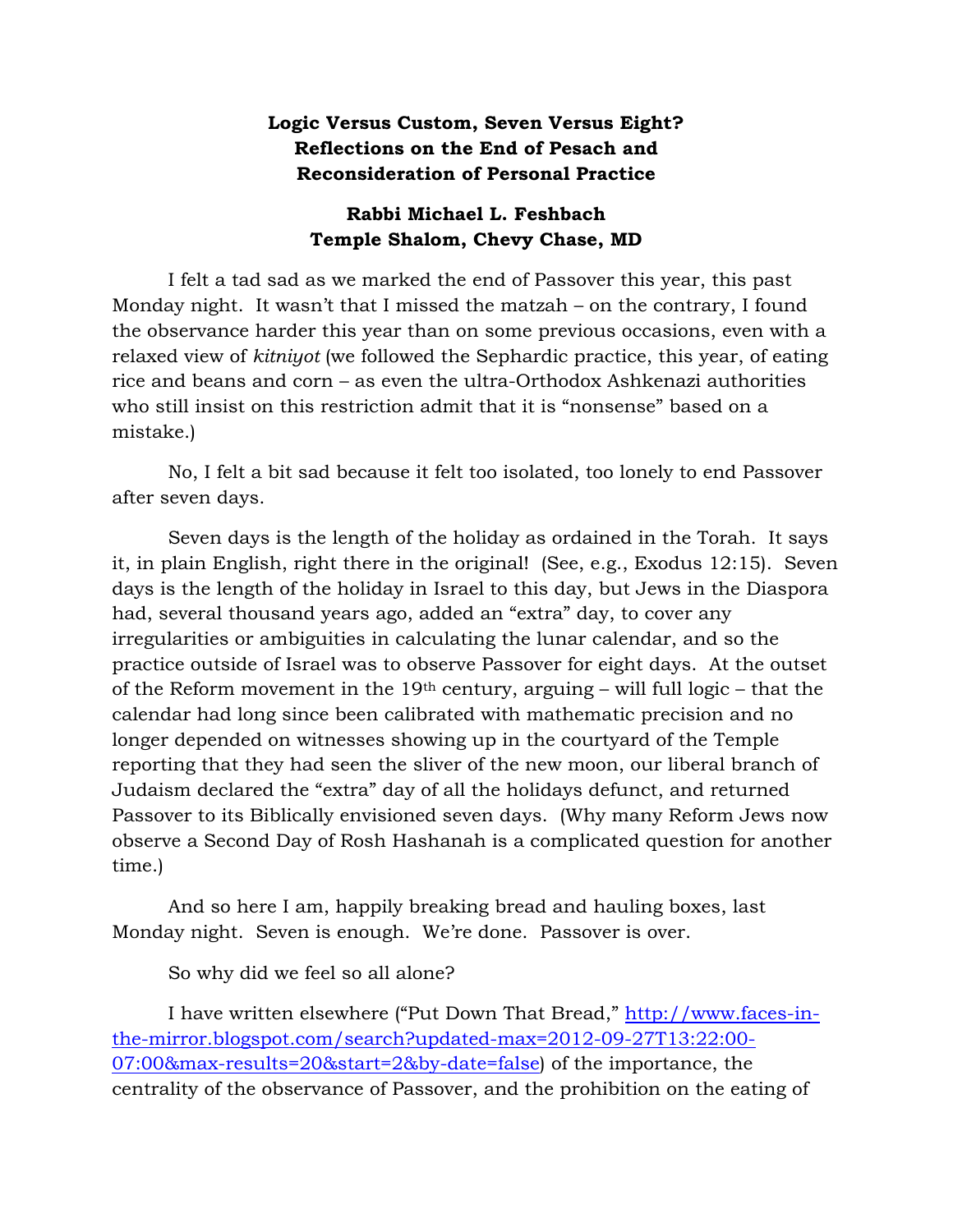# Logic Versus Custom, Seven Versus Eight?
# Reflections on the End of Pesach and Reconsideration of Personal Practice

## Rabbi Michael L. Feshbach
## Temple Shalom, Chevy Chase, MD

I felt a tad sad as we marked the end of Passover this year, this past Monday night. It wasn't that I missed the matzah – on the contrary, I found the observance harder this year than on some previous occasions, even with a relaxed view of *kitniyot* (we followed the Sephardic practice, this year, of eating rice and beans and corn – as even the ultra-Orthodox Ashkenazi authorities who still insist on this restriction admit that it is "nonsense" based on a mistake.)

No, I felt a bit sad because it felt too isolated, too lonely to end Passover after seven days.

Seven days is the length of the holiday as ordained in the Torah. It says it, in plain English, right there in the original! (See, e.g., Exodus 12:15). Seven days is the length of the holiday in Israel to this day, but Jews in the Diaspora had, several thousand years ago, added an "extra" day, to cover any irregularities or ambiguities in calculating the lunar calendar, and so the practice outside of Israel was to observe Passover for eight days. At the outset of the Reform movement in the 19th century, arguing – will full logic – that the calendar had long since been calibrated with mathematic precision and no longer depended on witnesses showing up in the courtyard of the Temple reporting that they had seen the sliver of the new moon, our liberal branch of Judaism declared the "extra" day of all the holidays defunct, and returned Passover to its Biblically envisioned seven days. (Why many Reform Jews now observe a Second Day of Rosh Hashanah is a complicated question for another time.)

And so here I am, happily breaking bread and hauling boxes, last Monday night. Seven is enough. We're done. Passover is over.

So why did we feel so all alone?

I have written elsewhere ("Put Down That Bread," [http://www.faces-in-the-mirror.blogspot.com/search?updated-max=2012-09-27T13:22:00-07:00&max-results=20&start=2&by-date=false](http://www.faces-in-the-mirror.blogspot.com/search?updated-max=2012-09-27T13:22:00-07:00&max-results=20&start=2&by-date=false)) of the importance, the centrality of the observance of Passover, and the prohibition on the eating of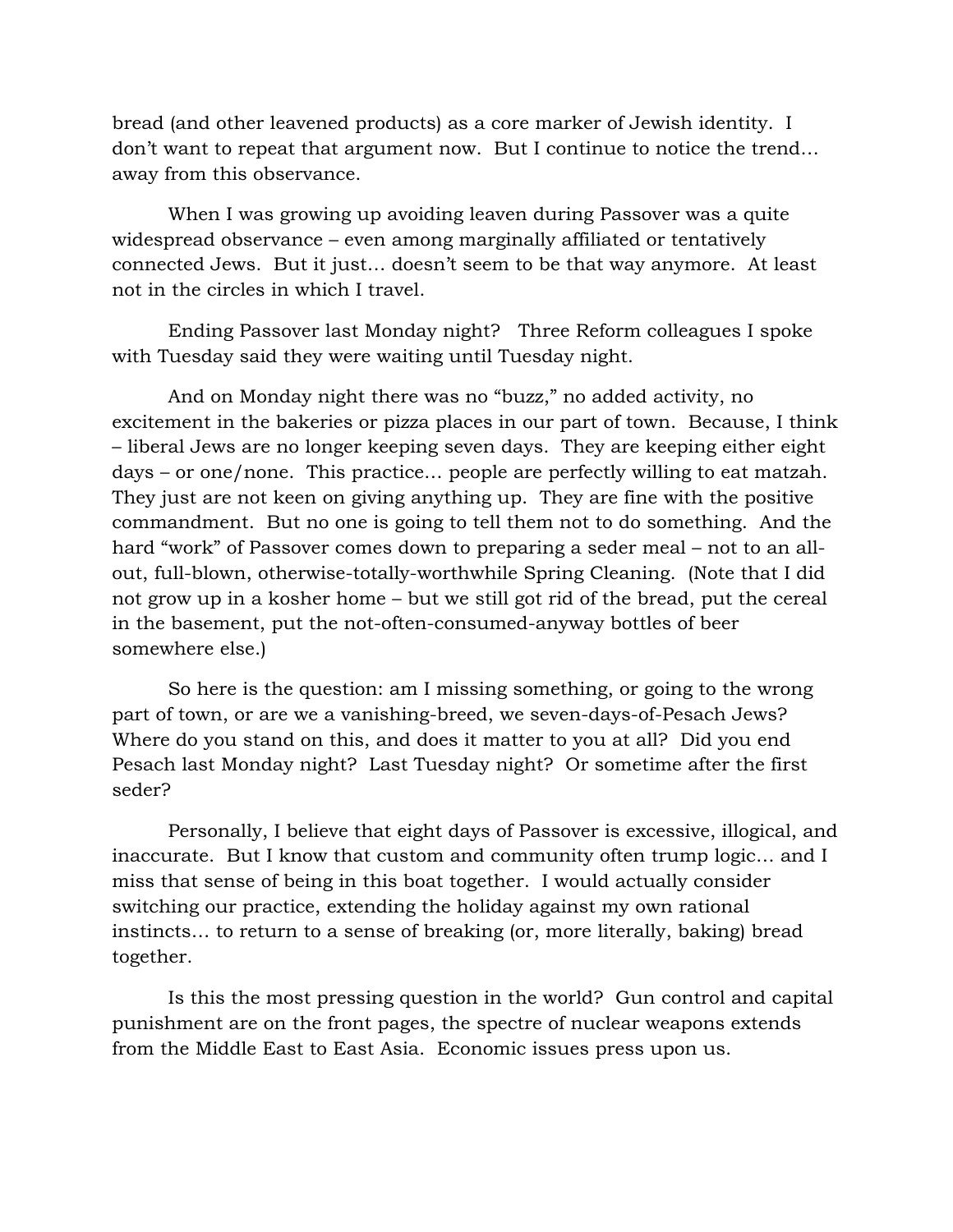bread (and other leavened products) as a core marker of Jewish identity. I don't want to repeat that argument now. But I continue to notice the trend… away from this observance.

When I was growing up avoiding leaven during Passover was a quite widespread observance – even among marginally affiliated or tentatively connected Jews. But it just… doesn't seem to be that way anymore. At least not in the circles in which I travel.

Ending Passover last Monday night? Three Reform colleagues I spoke with Tuesday said they were waiting until Tuesday night.

And on Monday night there was no "buzz," no added activity, no excitement in the bakeries or pizza places in our part of town. Because, I think – liberal Jews are no longer keeping seven days. They are keeping either eight days – or one/none. This practice… people are perfectly willing to eat matzah. They just are not keen on giving anything up. They are fine with the positive commandment. But no one is going to tell them not to do something. And the hard "work" of Passover comes down to preparing a seder meal – not to an all-out, full-blown, otherwise-totally-worthwhile Spring Cleaning. (Note that I did not grow up in a kosher home – but we still got rid of the bread, put the cereal in the basement, put the not-often-consumed-anyway bottles of beer somewhere else.)

So here is the question: am I missing something, or going to the wrong part of town, or are we a vanishing-breed, we seven-days-of-Pesach Jews? Where do you stand on this, and does it matter to you at all? Did you end Pesach last Monday night? Last Tuesday night? Or sometime after the first seder?

Personally, I believe that eight days of Passover is excessive, illogical, and inaccurate. But I know that custom and community often trump logic… and I miss that sense of being in this boat together. I would actually consider switching our practice, extending the holiday against my own rational instincts… to return to a sense of breaking (or, more literally, baking) bread together.

Is this the most pressing question in the world? Gun control and capital punishment are on the front pages, the spectre of nuclear weapons extends from the Middle East to East Asia. Economic issues press upon us.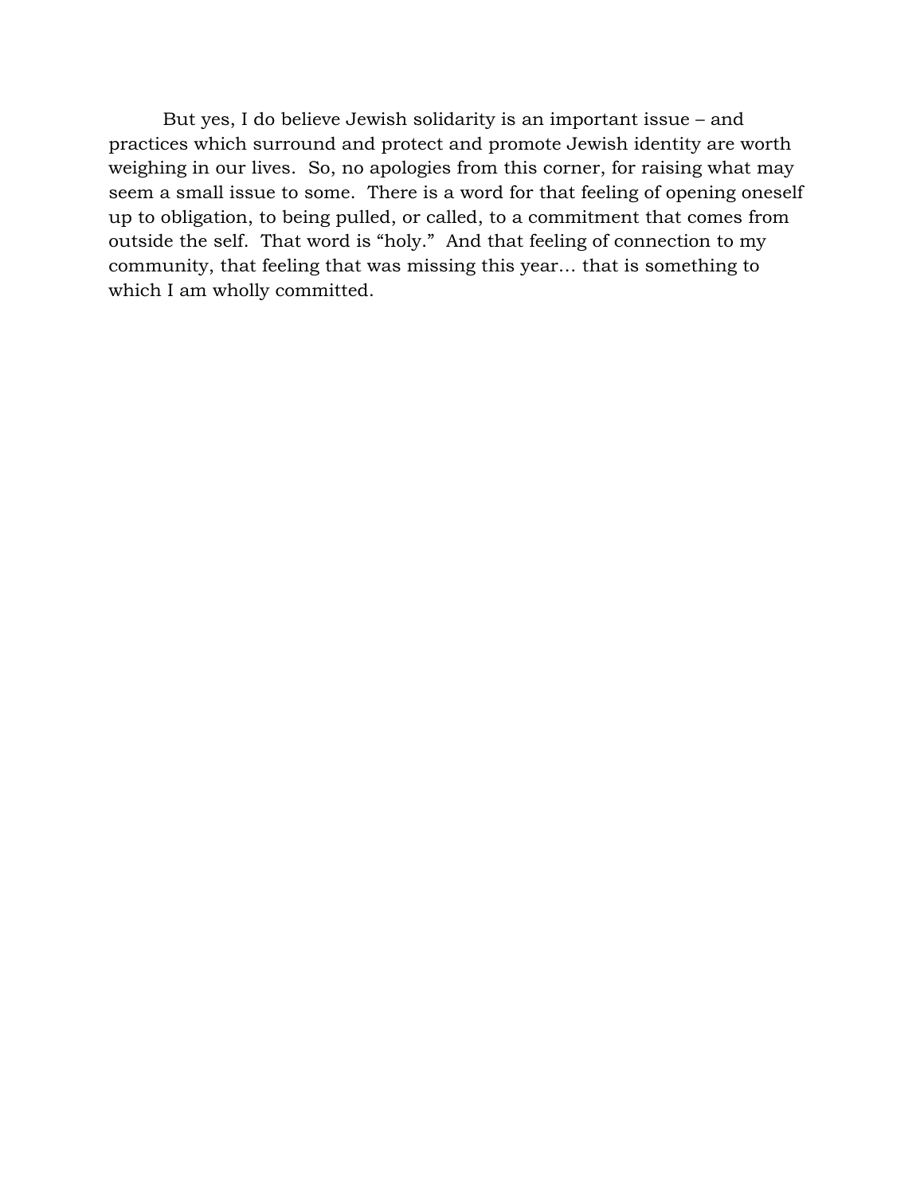But yes, I do believe Jewish solidarity is an important issue – and practices which surround and protect and promote Jewish identity are worth weighing in our lives. So, no apologies from this corner, for raising what may seem a small issue to some. There is a word for that feeling of opening oneself up to obligation, to being pulled, or called, to a commitment that comes from outside the self. That word is "holy." And that feeling of connection to my community, that feeling that was missing this year… that is something to which I am wholly committed.